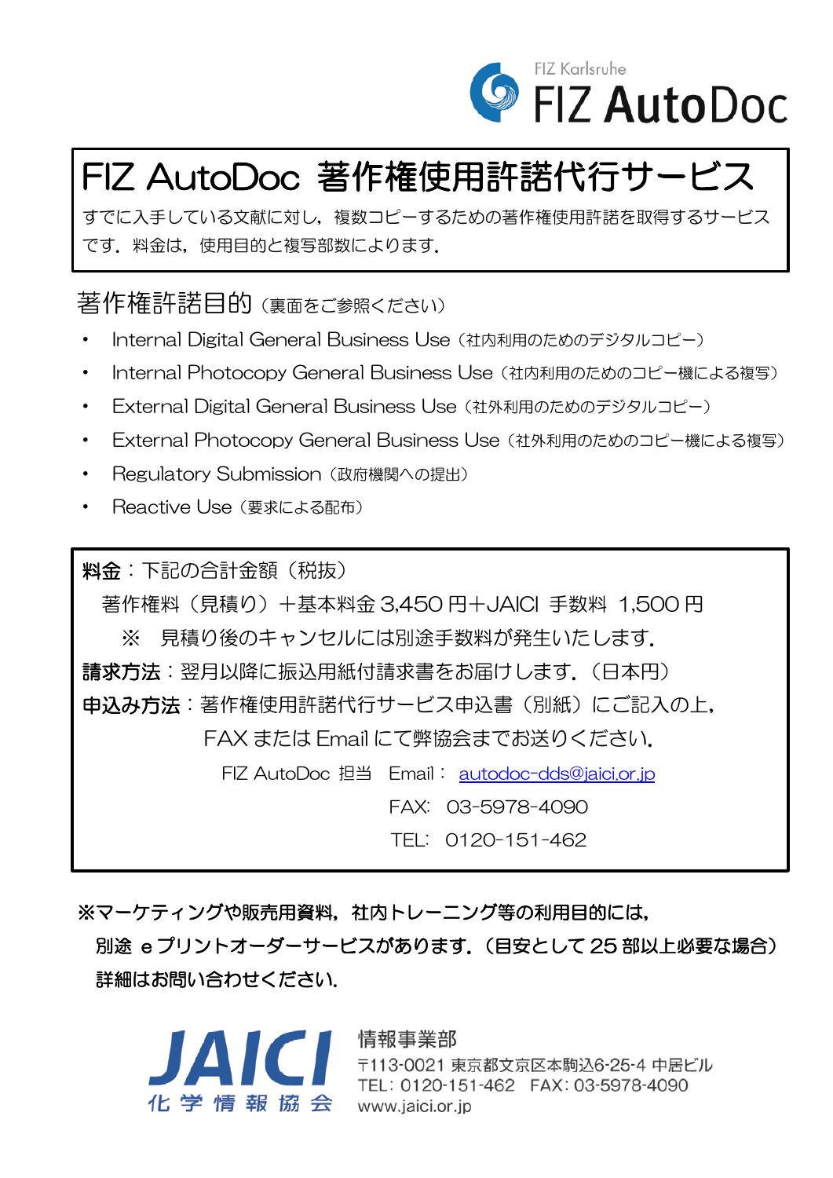FIZ Karlsruhe
FIZ AutoDoc

# FIZ AutoDoc 著作権使用許諾代行サービス

すでに入手している文献に対し，複数コピーするための著作権使用許諾を取得するサービスです．料金は，使用目的と複写部数によります．

## 著作権許諾目的（裏面をご参照ください）

- Internal Digital General Business Use（社内利用のためのデジタルコピー）
- Internal Photocopy General Business Use（社内利用のためのコピー機による複写）
- External Digital General Business Use（社外利用のためのデジタルコピー）
- External Photocopy General Business Use（社外利用のためのコピー機による複写）
- Regulatory Submission（政府機関への提出）
- Reactive Use（要求による配布）

**料金**：下記の合計金額（税抜）

著作権料（見積り）＋基本料金 3,450 円＋JAICI 手数料 1,500 円

※ 見積り後のキャンセルには別途手数料が発生いたします．

**請求方法**：翌月以降に振込用紙付請求書をお届けします．（日本円）

**申込み方法**：著作権使用許諾代行サービス申込書（別紙）にご記入の上，FAX または Email にて弊協会までお送りください．

FIZ AutoDoc 担当 Email： autodoc-dds@jaici.or.jp

FAX: 03-5978-4090

TEL: 0120-151-462

**※マーケティングや販売用資料，社内トレーニング等の利用目的には，別途 e プリントオーダーサービスがあります．（目安として 25 部以上必要な場合）詳細はお問い合わせください．**

JAICI 化学情報協会

情報事業部
〒113-0021 東京都文京区本駒込6-25-4 中居ビル
TEL: 0120-151-462 FAX: 03-5978-4090
www.jaici.or.jp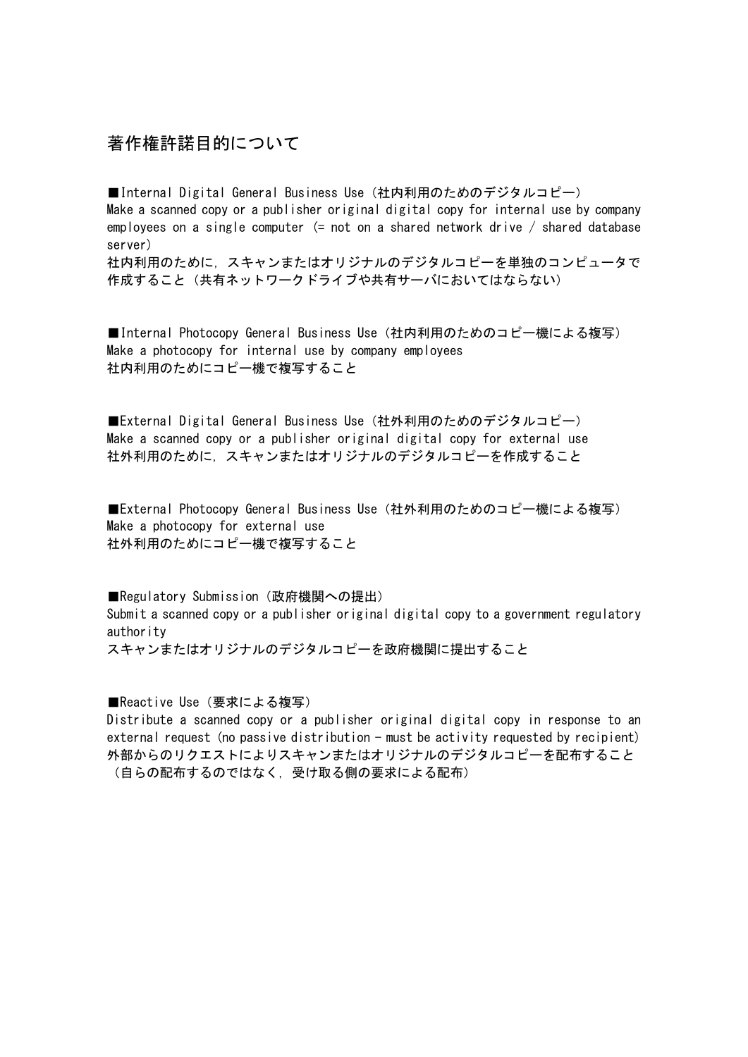## 著作権許諾目的について

■Internal Digital General Business Use（社内利用のためのデジタルコピー）
Make a scanned copy or a publisher original digital copy for internal use by company employees on a single computer (= not on a shared network drive / shared database server)
社内利用のために，スキャンまたはオリジナルのデジタルコピーを単独のコンピュータで作成すること（共有ネットワークドライブや共有サーバにおいてはならない）

■Internal Photocopy General Business Use（社内利用のためのコピー機による複写）
Make a photocopy for internal use by company employees
社内利用のためにコピー機で複写すること

■External Digital General Business Use（社外利用のためのデジタルコピー）
Make a scanned copy or a publisher original digital copy for external use
社外利用のために，スキャンまたはオリジナルのデジタルコピーを作成すること

■External Photocopy General Business Use（社外利用のためのコピー機による複写）
Make a photocopy for external use
社外利用のためにコピー機で複写すること

■Regulatory Submission（政府機関への提出）
Submit a scanned copy or a publisher original digital copy to a government regulatory authority
スキャンまたはオリジナルのデジタルコピーを政府機関に提出すること

■Reactive Use（要求による複写）
Distribute a scanned copy or a publisher original digital copy in response to an external request (no passive distribution - must be activity requested by recipient)
外部からのリクエストによりスキャンまたはオリジナルのデジタルコピーを配布すること（自らの配布するのではなく，受け取る側の要求による配布）